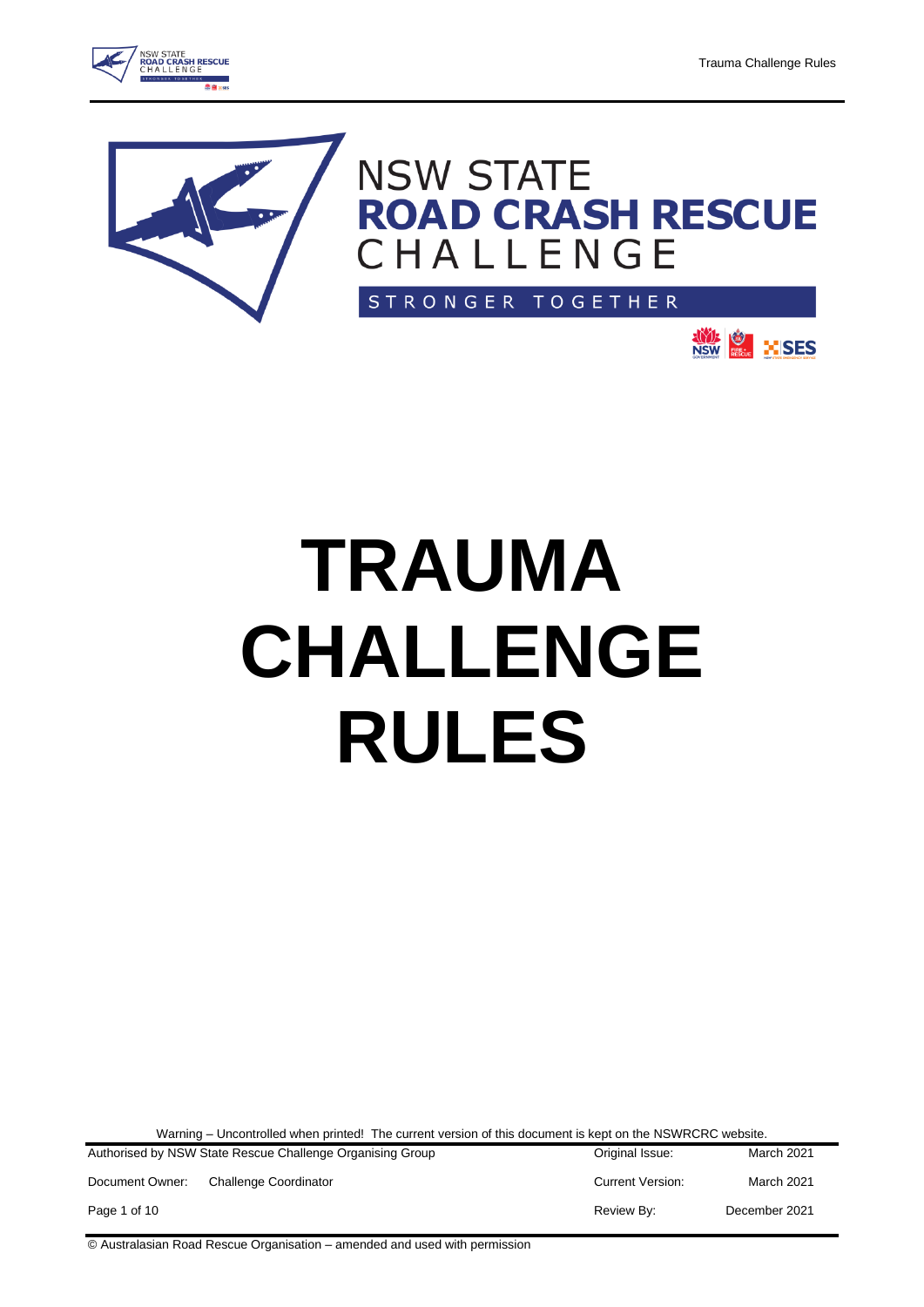NSW STATE
**ROAD CRASH RESCUE**
CHALLENGE

STRONGER TOGETHER

# TRAUMA CHALLENGE RULES

Warning – Uncontrolled when printed! The current version of this document is kept on the NSWRCRC website.

| Authorised by NSW State Rescue Challenge Organising Group | | Original Issue: | March 2021 |
|---|---|---|---|
| Document Owner: | Challenge Coordinator | Current Version: | March 2021 |
| | | Review By: | December 2021 |

© Australasian Road Rescue Organisation – amended and used with permission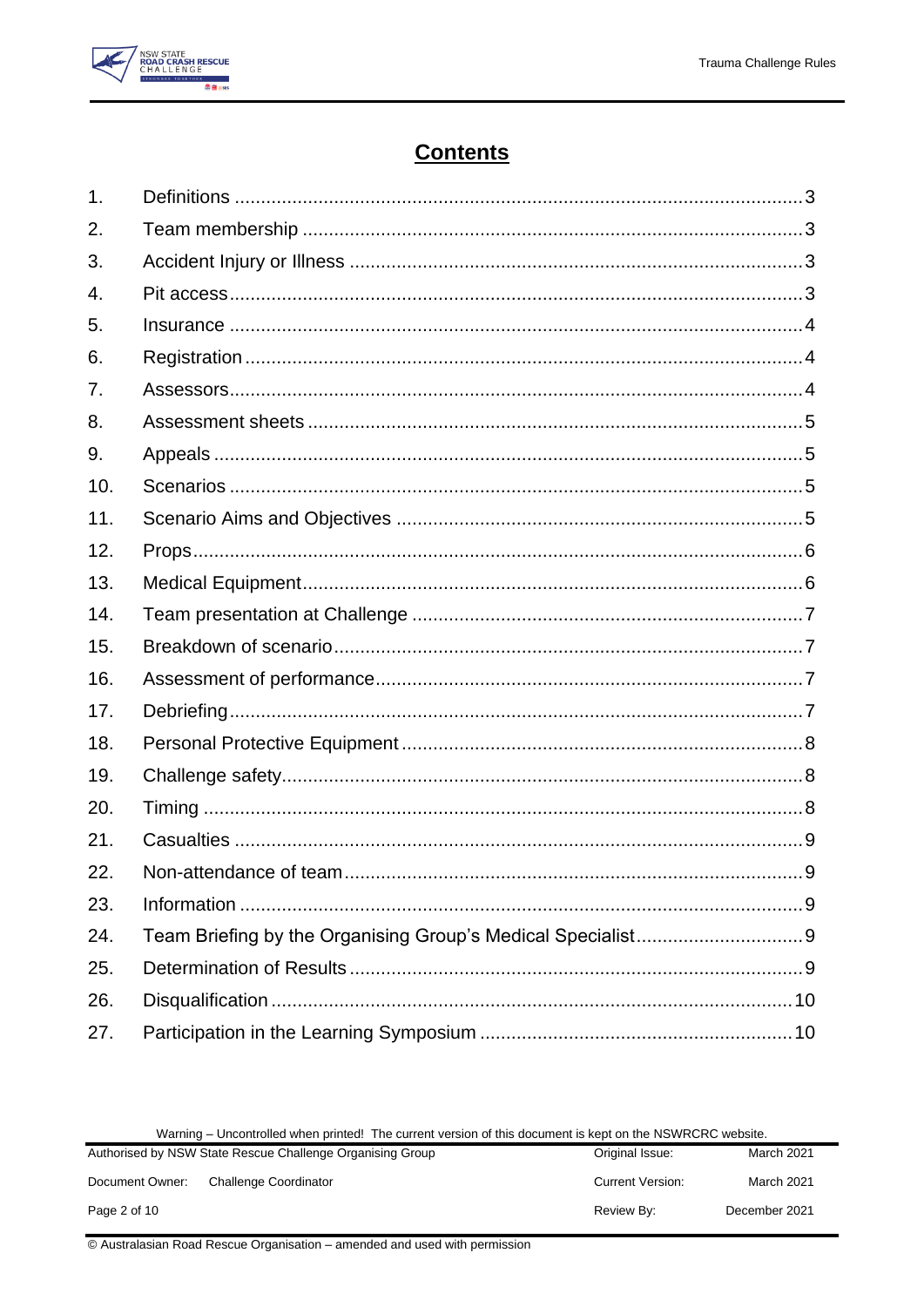# Contents

| | | |
|---|---|---|
| 1. | Definitions | 3 |
| 2. | Team membership | 3 |
| 3. | Accident Injury or Illness | 3 |
| 4. | Pit access | 3 |
| 5. | Insurance | 4 |
| 6. | Registration | 4 |
| 7. | Assessors | 4 |
| 8. | Assessment sheets | 5 |
| 9. | Appeals | 5 |
| 10. | Scenarios | 5 |
| 11. | Scenario Aims and Objectives | 5 |
| 12. | Props | 6 |
| 13. | Medical Equipment | 6 |
| 14. | Team presentation at Challenge | 7 |
| 15. | Breakdown of scenario | 7 |
| 16. | Assessment of performance | 7 |
| 17. | Debriefing | 7 |
| 18. | Personal Protective Equipment | 8 |
| 19. | Challenge safety | 8 |
| 20. | Timing | 8 |
| 21. | Casualties | 9 |
| 22. | Non-attendance of team | 9 |
| 23. | Information | 9 |
| 24. | Team Briefing by the Organising Group's Medical Specialist | 9 |
| 25. | Determination of Results | 9 |
| 26. | Disqualification | 10 |
| 27. | Participation in the Learning Symposium | 10 |

Warning – Uncontrolled when printed! The current version of this document is kept on the NSWRCRC website.

| | | | |
|---|---|---|---|
| Authorised by NSW State Rescue Challenge Organising Group | | Original Issue: | March 2021 |
| Document Owner: | Challenge Coordinator | Current Version: | March 2021 |
| | | Review By: | December 2021 |

© Australasian Road Rescue Organisation – amended and used with permission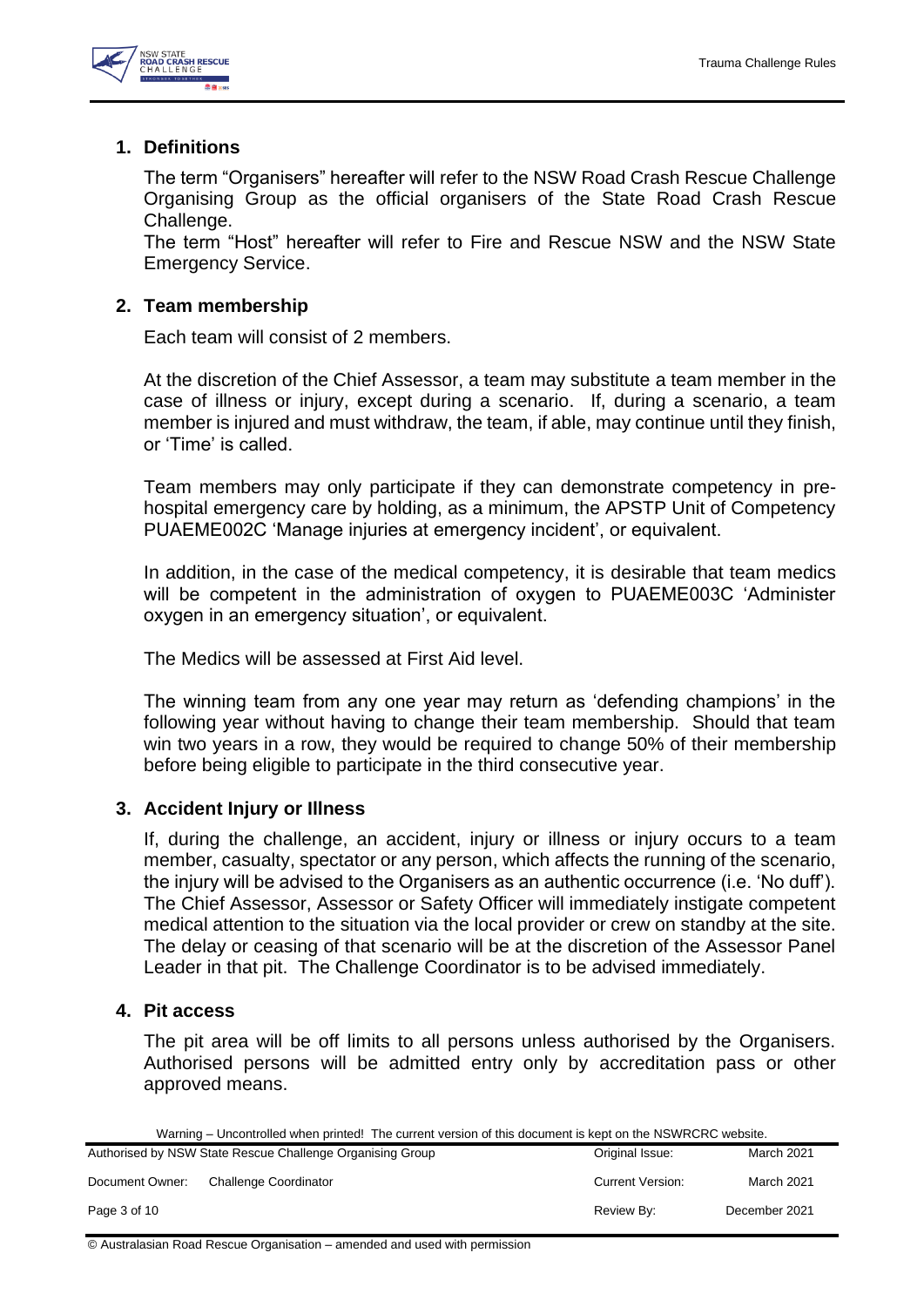## 1. Definitions

The term “Organisers” hereafter will refer to the NSW Road Crash Rescue Challenge Organising Group as the official organisers of the State Road Crash Rescue Challenge.

The term “Host” hereafter will refer to Fire and Rescue NSW and the NSW State Emergency Service.

## 2. Team membership

Each team will consist of 2 members.

At the discretion of the Chief Assessor, a team may substitute a team member in the case of illness or injury, except during a scenario. If, during a scenario, a team member is injured and must withdraw, the team, if able, may continue until they finish, or ‘Time’ is called.

Team members may only participate if they can demonstrate competency in pre-hospital emergency care by holding, as a minimum, the APSTP Unit of Competency PUAEME002C ‘Manage injuries at emergency incident’, or equivalent.

In addition, in the case of the medical competency, it is desirable that team medics will be competent in the administration of oxygen to PUAEME003C ‘Administer oxygen in an emergency situation’, or equivalent.

The Medics will be assessed at First Aid level.

The winning team from any one year may return as ‘defending champions’ in the following year without having to change their team membership. Should that team win two years in a row, they would be required to change 50% of their membership before being eligible to participate in the third consecutive year.

## 3. Accident Injury or Illness

If, during the challenge, an accident, injury or illness or injury occurs to a team member, casualty, spectator or any person, which affects the running of the scenario, the injury will be advised to the Organisers as an authentic occurrence (i.e. ‘No duff’). The Chief Assessor, Assessor or Safety Officer will immediately instigate competent medical attention to the situation via the local provider or crew on standby at the site. The delay or ceasing of that scenario will be at the discretion of the Assessor Panel Leader in that pit. The Challenge Coordinator is to be advised immediately.

## 4. Pit access

The pit area will be off limits to all persons unless authorised by the Organisers. Authorised persons will be admitted entry only by accreditation pass or other approved means.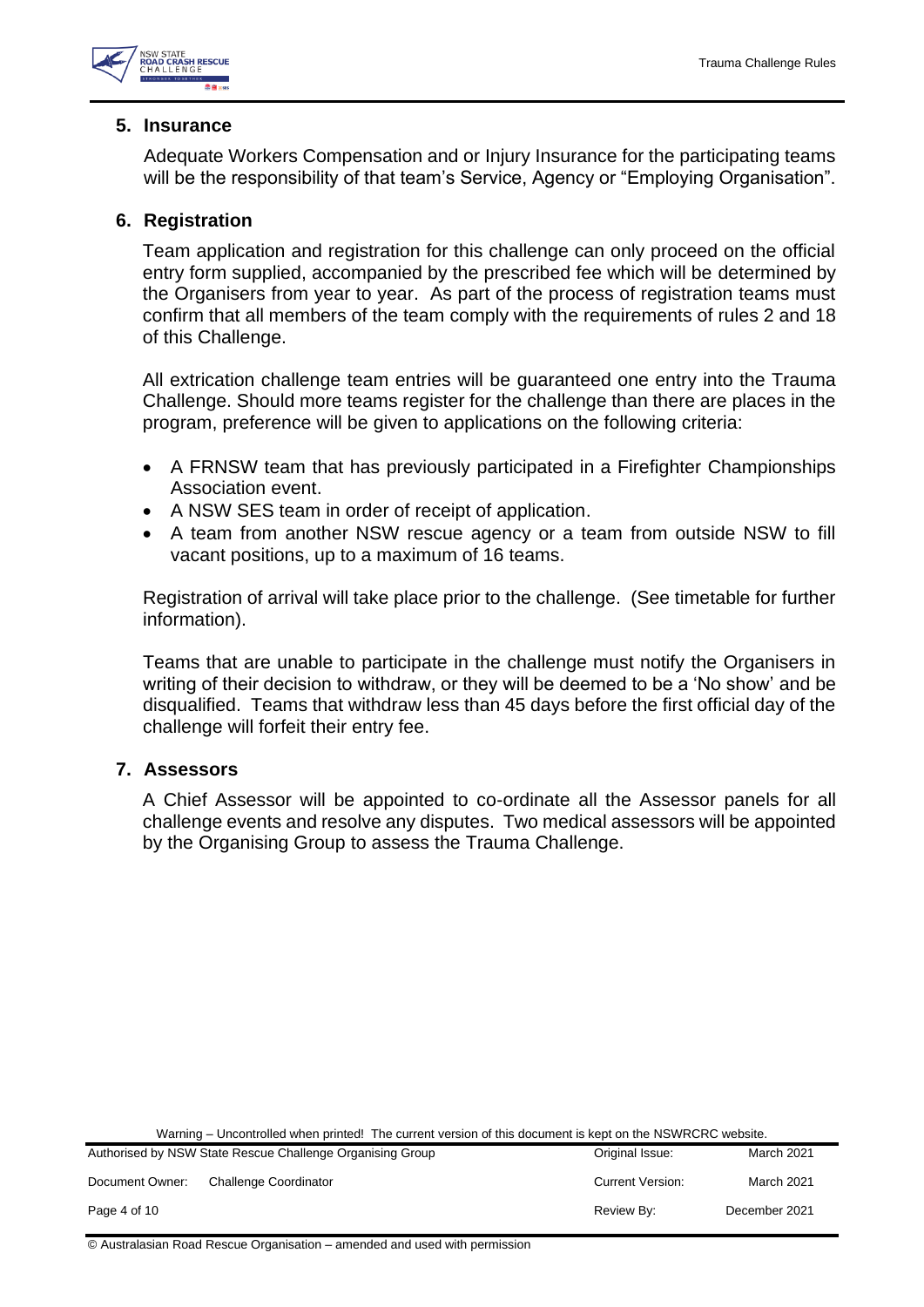## 5. Insurance

Adequate Workers Compensation and or Injury Insurance for the participating teams will be the responsibility of that team's Service, Agency or "Employing Organisation".

## 6. Registration

Team application and registration for this challenge can only proceed on the official entry form supplied, accompanied by the prescribed fee which will be determined by the Organisers from year to year. As part of the process of registration teams must confirm that all members of the team comply with the requirements of rules 2 and 18 of this Challenge.

All extrication challenge team entries will be guaranteed one entry into the Trauma Challenge. Should more teams register for the challenge than there are places in the program, preference will be given to applications on the following criteria:

- A FRNSW team that has previously participated in a Firefighter Championships Association event.
- A NSW SES team in order of receipt of application.
- A team from another NSW rescue agency or a team from outside NSW to fill vacant positions, up to a maximum of 16 teams.

Registration of arrival will take place prior to the challenge. (See timetable for further information).

Teams that are unable to participate in the challenge must notify the Organisers in writing of their decision to withdraw, or they will be deemed to be a 'No show' and be disqualified. Teams that withdraw less than 45 days before the first official day of the challenge will forfeit their entry fee.

## 7. Assessors

A Chief Assessor will be appointed to co-ordinate all the Assessor panels for all challenge events and resolve any disputes. Two medical assessors will be appointed by the Organising Group to assess the Trauma Challenge.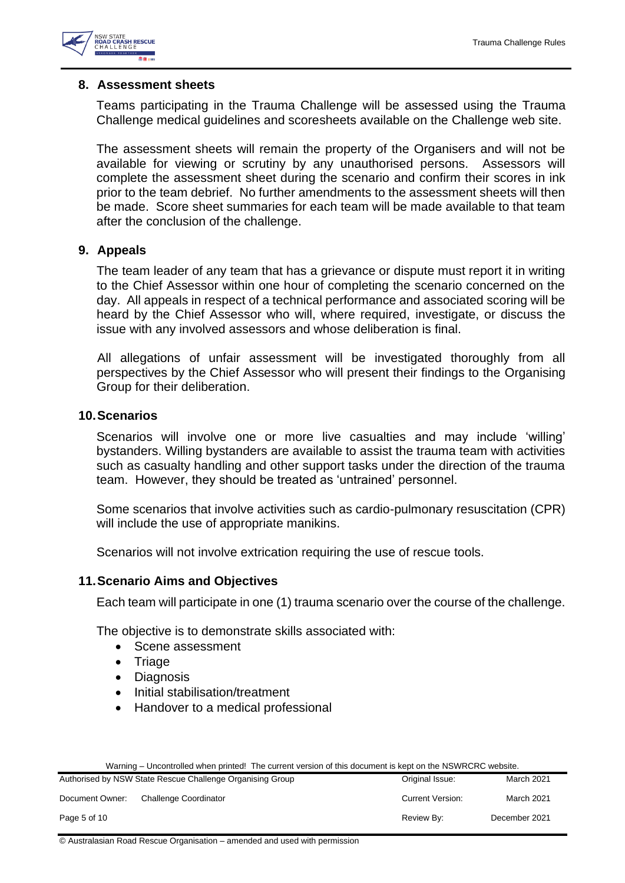## 8. Assessment sheets

Teams participating in the Trauma Challenge will be assessed using the Trauma Challenge medical guidelines and scoresheets available on the Challenge web site.

The assessment sheets will remain the property of the Organisers and will not be available for viewing or scrutiny by any unauthorised persons. Assessors will complete the assessment sheet during the scenario and confirm their scores in ink prior to the team debrief. No further amendments to the assessment sheets will then be made. Score sheet summaries for each team will be made available to that team after the conclusion of the challenge.

## 9. Appeals

The team leader of any team that has a grievance or dispute must report it in writing to the Chief Assessor within one hour of completing the scenario concerned on the day. All appeals in respect of a technical performance and associated scoring will be heard by the Chief Assessor who will, where required, investigate, or discuss the issue with any involved assessors and whose deliberation is final.

All allegations of unfair assessment will be investigated thoroughly from all perspectives by the Chief Assessor who will present their findings to the Organising Group for their deliberation.

## 10. Scenarios

Scenarios will involve one or more live casualties and may include 'willing' bystanders. Willing bystanders are available to assist the trauma team with activities such as casualty handling and other support tasks under the direction of the trauma team. However, they should be treated as 'untrained' personnel.

Some scenarios that involve activities such as cardio-pulmonary resuscitation (CPR) will include the use of appropriate manikins.

Scenarios will not involve extrication requiring the use of rescue tools.

## 11. Scenario Aims and Objectives

Each team will participate in one (1) trauma scenario over the course of the challenge.

The objective is to demonstrate skills associated with:

- Scene assessment
- Triage
- Diagnosis
- Initial stabilisation/treatment
- Handover to a medical professional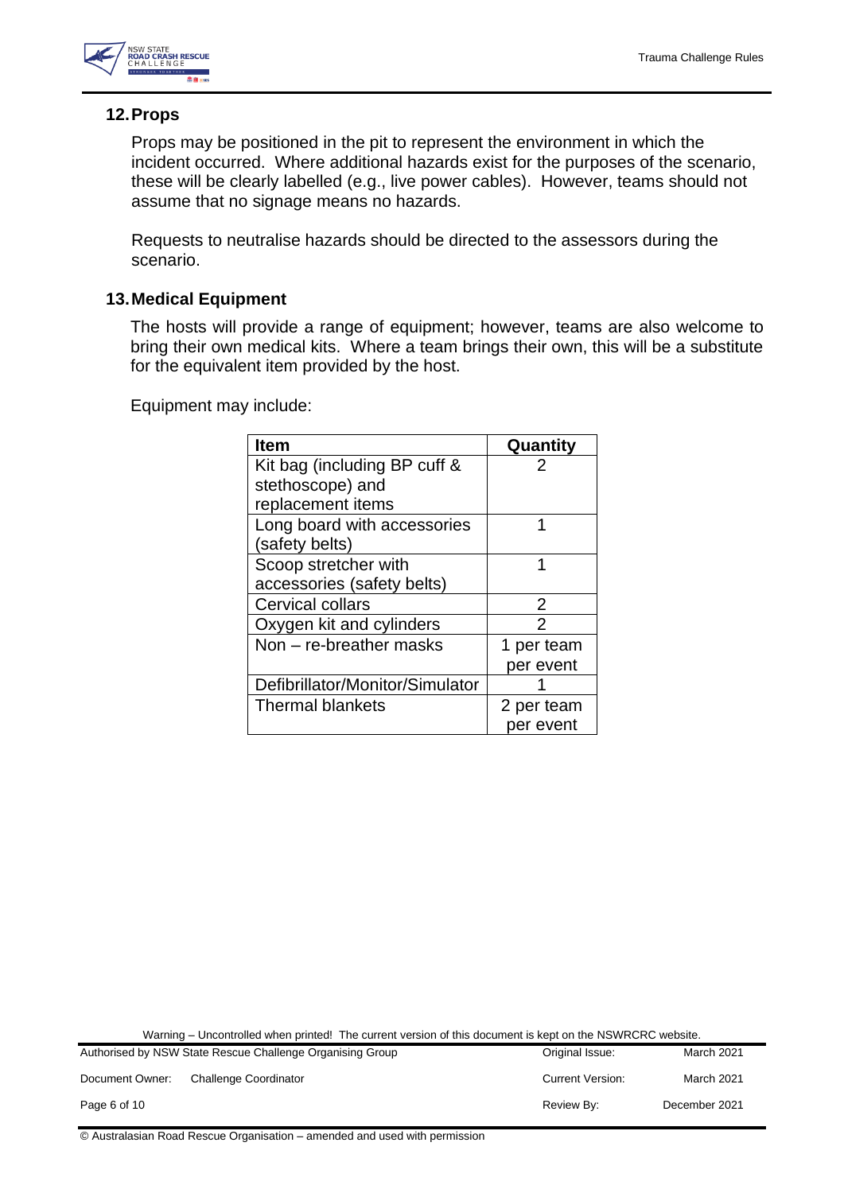## 12. Props

Props may be positioned in the pit to represent the environment in which the incident occurred. Where additional hazards exist for the purposes of the scenario, these will be clearly labelled (e.g., live power cables). However, teams should not assume that no signage means no hazards.

Requests to neutralise hazards should be directed to the assessors during the scenario.

## 13. Medical Equipment

The hosts will provide a range of equipment; however, teams are also welcome to bring their own medical kits. Where a team brings their own, this will be a substitute for the equivalent item provided by the host.

Equipment may include:

| Item | Quantity |
|---|---|
| Kit bag (including BP cuff & stethoscope) and replacement items | 2 |
| Long board with accessories (safety belts) | 1 |
| Scoop stretcher with accessories (safety belts) | 1 |
| Cervical collars | 2 |
| Oxygen kit and cylinders | 2 |
| Non – re-breather masks | 1 per team per event |
| Defibrillator/Monitor/Simulator | 1 |
| Thermal blankets | 2 per team per event |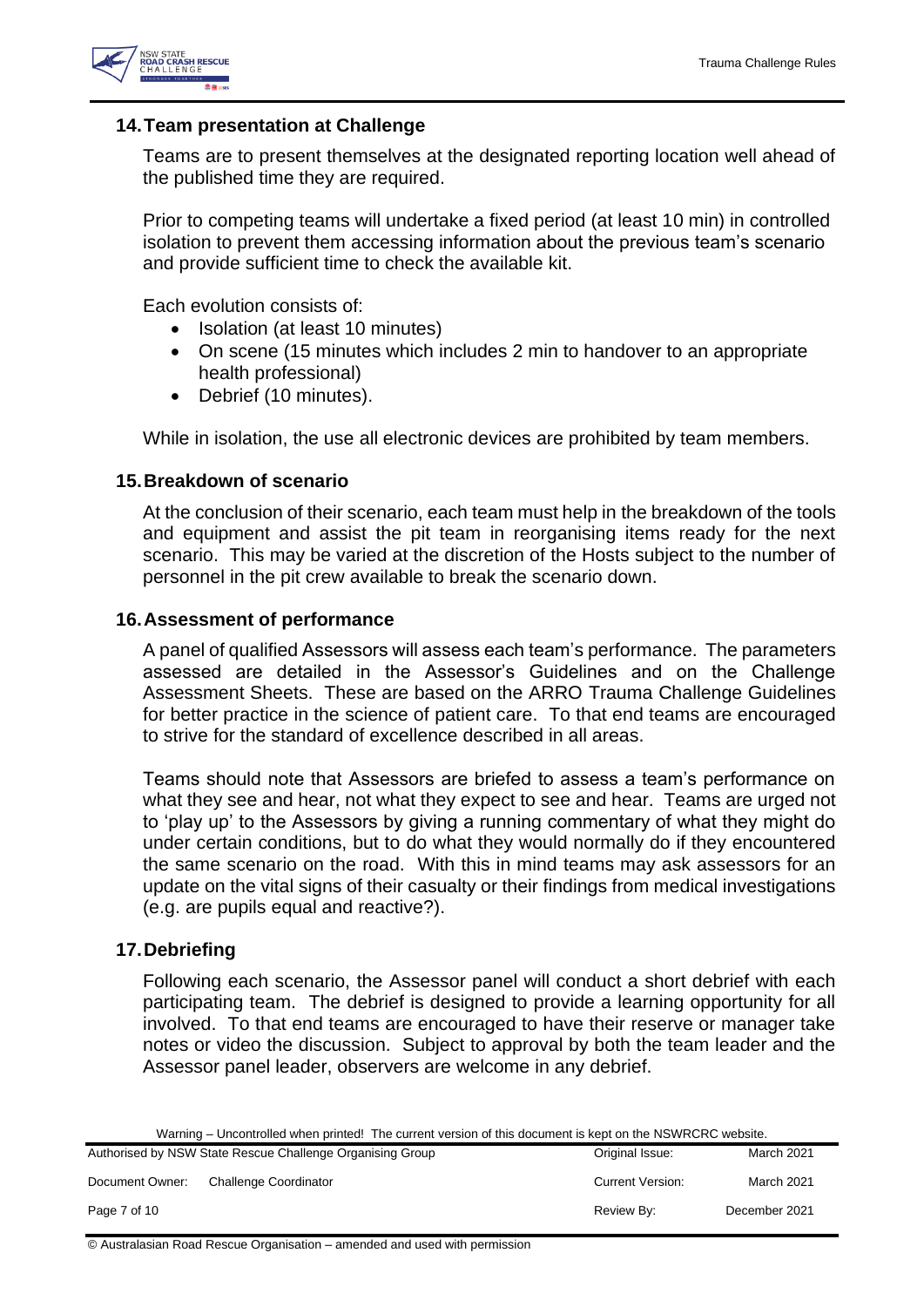## 14. Team presentation at Challenge

Teams are to present themselves at the designated reporting location well ahead of the published time they are required.

Prior to competing teams will undertake a fixed period (at least 10 min) in controlled isolation to prevent them accessing information about the previous team's scenario and provide sufficient time to check the available kit.

Each evolution consists of:

- Isolation (at least 10 minutes)
- On scene (15 minutes which includes 2 min to handover to an appropriate health professional)
- Debrief (10 minutes).

While in isolation, the use all electronic devices are prohibited by team members.

## 15. Breakdown of scenario

At the conclusion of their scenario, each team must help in the breakdown of the tools and equipment and assist the pit team in reorganising items ready for the next scenario. This may be varied at the discretion of the Hosts subject to the number of personnel in the pit crew available to break the scenario down.

## 16. Assessment of performance

A panel of qualified Assessors will assess each team's performance. The parameters assessed are detailed in the Assessor's Guidelines and on the Challenge Assessment Sheets. These are based on the ARRO Trauma Challenge Guidelines for better practice in the science of patient care. To that end teams are encouraged to strive for the standard of excellence described in all areas.

Teams should note that Assessors are briefed to assess a team's performance on what they see and hear, not what they expect to see and hear. Teams are urged not to 'play up' to the Assessors by giving a running commentary of what they might do under certain conditions, but to do what they would normally do if they encountered the same scenario on the road. With this in mind teams may ask assessors for an update on the vital signs of their casualty or their findings from medical investigations (e.g. are pupils equal and reactive?).

## 17. Debriefing

Following each scenario, the Assessor panel will conduct a short debrief with each participating team. The debrief is designed to provide a learning opportunity for all involved. To that end teams are encouraged to have their reserve or manager take notes or video the discussion. Subject to approval by both the team leader and the Assessor panel leader, observers are welcome in any debrief.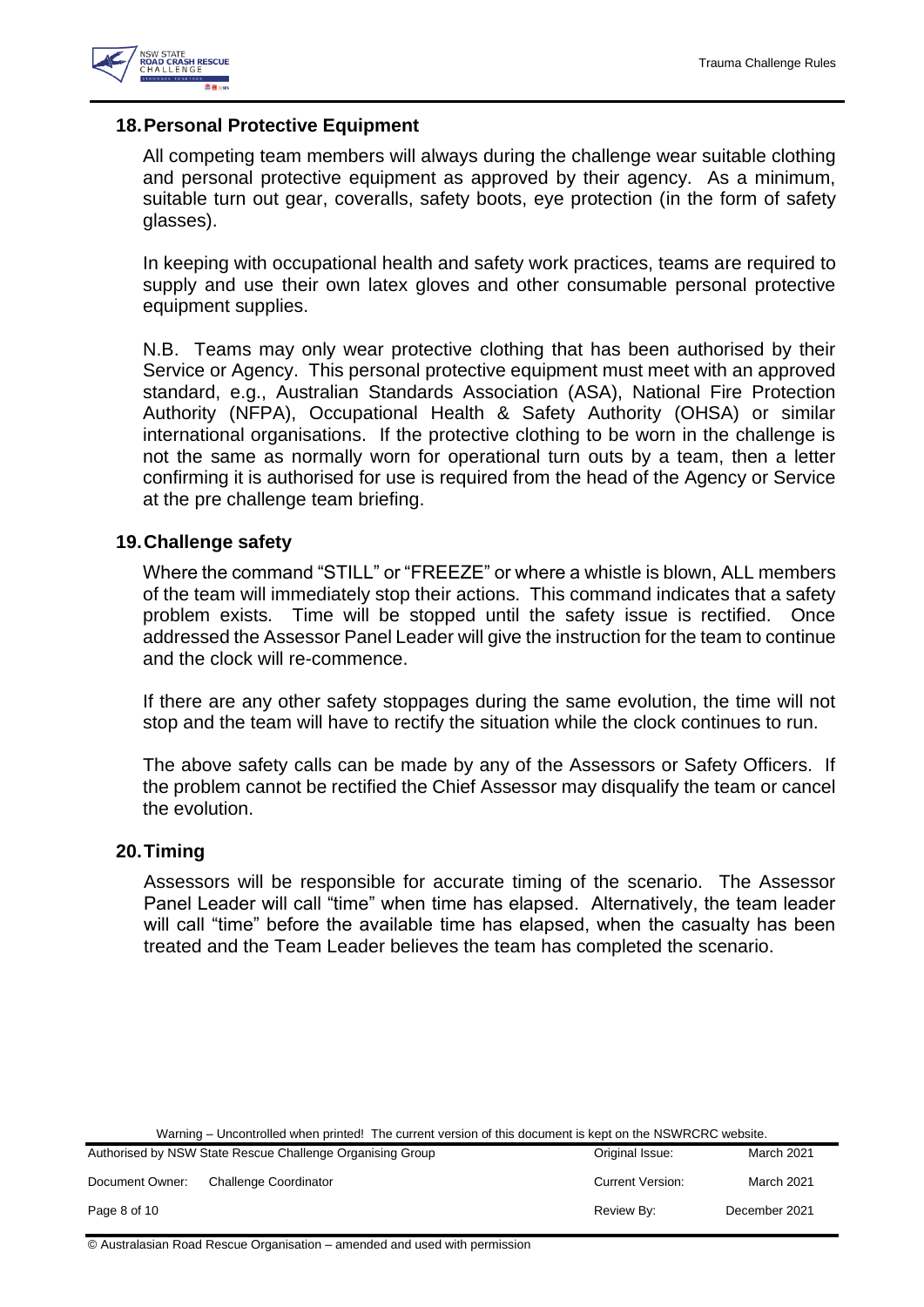## 18. Personal Protective Equipment

All competing team members will always during the challenge wear suitable clothing and personal protective equipment as approved by their agency. As a minimum, suitable turn out gear, coveralls, safety boots, eye protection (in the form of safety glasses).

In keeping with occupational health and safety work practices, teams are required to supply and use their own latex gloves and other consumable personal protective equipment supplies.

N.B. Teams may only wear protective clothing that has been authorised by their Service or Agency. This personal protective equipment must meet with an approved standard, e.g., Australian Standards Association (ASA), National Fire Protection Authority (NFPA), Occupational Health & Safety Authority (OHSA) or similar international organisations. If the protective clothing to be worn in the challenge is not the same as normally worn for operational turn outs by a team, then a letter confirming it is authorised for use is required from the head of the Agency or Service at the pre challenge team briefing.

## 19. Challenge safety

Where the command "STILL" or "FREEZE" or where a whistle is blown, ALL members of the team will immediately stop their actions. This command indicates that a safety problem exists. Time will be stopped until the safety issue is rectified. Once addressed the Assessor Panel Leader will give the instruction for the team to continue and the clock will re-commence.

If there are any other safety stoppages during the same evolution, the time will not stop and the team will have to rectify the situation while the clock continues to run.

The above safety calls can be made by any of the Assessors or Safety Officers. If the problem cannot be rectified the Chief Assessor may disqualify the team or cancel the evolution.

## 20. Timing

Assessors will be responsible for accurate timing of the scenario. The Assessor Panel Leader will call "time" when time has elapsed. Alternatively, the team leader will call "time" before the available time has elapsed, when the casualty has been treated and the Team Leader believes the team has completed the scenario.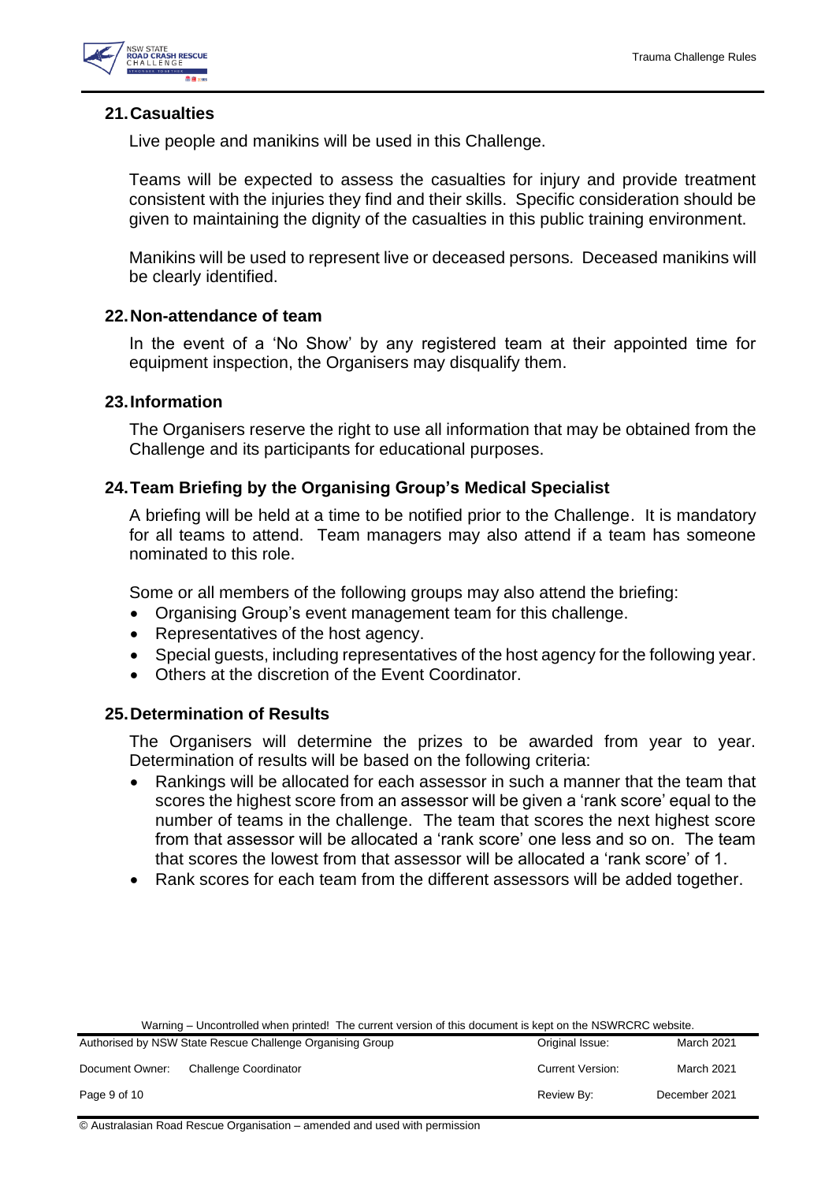## 21. Casualties

Live people and manikins will be used in this Challenge.

Teams will be expected to assess the casualties for injury and provide treatment consistent with the injuries they find and their skills. Specific consideration should be given to maintaining the dignity of the casualties in this public training environment.

Manikins will be used to represent live or deceased persons. Deceased manikins will be clearly identified.

## 22. Non-attendance of team

In the event of a 'No Show' by any registered team at their appointed time for equipment inspection, the Organisers may disqualify them.

## 23. Information

The Organisers reserve the right to use all information that may be obtained from the Challenge and its participants for educational purposes.

## 24. Team Briefing by the Organising Group's Medical Specialist

A briefing will be held at a time to be notified prior to the Challenge. It is mandatory for all teams to attend. Team managers may also attend if a team has someone nominated to this role.

Some or all members of the following groups may also attend the briefing:

- Organising Group's event management team for this challenge.
- Representatives of the host agency.
- Special guests, including representatives of the host agency for the following year.
- Others at the discretion of the Event Coordinator.

## 25. Determination of Results

The Organisers will determine the prizes to be awarded from year to year. Determination of results will be based on the following criteria:

- Rankings will be allocated for each assessor in such a manner that the team that scores the highest score from an assessor will be given a 'rank score' equal to the number of teams in the challenge. The team that scores the next highest score from that assessor will be allocated a 'rank score' one less and so on. The team that scores the lowest from that assessor will be allocated a 'rank score' of 1.
- Rank scores for each team from the different assessors will be added together.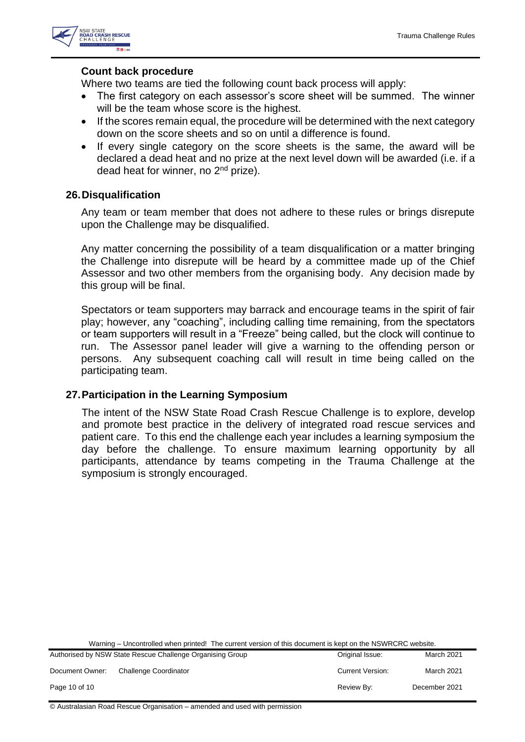### Count back procedure

Where two teams are tied the following count back process will apply:

- The first category on each assessor's score sheet will be summed. The winner will be the team whose score is the highest.
- If the scores remain equal, the procedure will be determined with the next category down on the score sheets and so on until a difference is found.
- If every single category on the score sheets is the same, the award will be declared a dead heat and no prize at the next level down will be awarded (i.e. if a dead heat for winner, no 2nd prize).

## 26. Disqualification

Any team or team member that does not adhere to these rules or brings disrepute upon the Challenge may be disqualified.

Any matter concerning the possibility of a team disqualification or a matter bringing the Challenge into disrepute will be heard by a committee made up of the Chief Assessor and two other members from the organising body. Any decision made by this group will be final.

Spectators or team supporters may barrack and encourage teams in the spirit of fair play; however, any "coaching", including calling time remaining, from the spectators or team supporters will result in a "Freeze" being called, but the clock will continue to run. The Assessor panel leader will give a warning to the offending person or persons. Any subsequent coaching call will result in time being called on the participating team.

## 27. Participation in the Learning Symposium

The intent of the NSW State Road Crash Rescue Challenge is to explore, develop and promote best practice in the delivery of integrated road rescue services and patient care. To this end the challenge each year includes a learning symposium the day before the challenge. To ensure maximum learning opportunity by all participants, attendance by teams competing in the Trauma Challenge at the symposium is strongly encouraged.